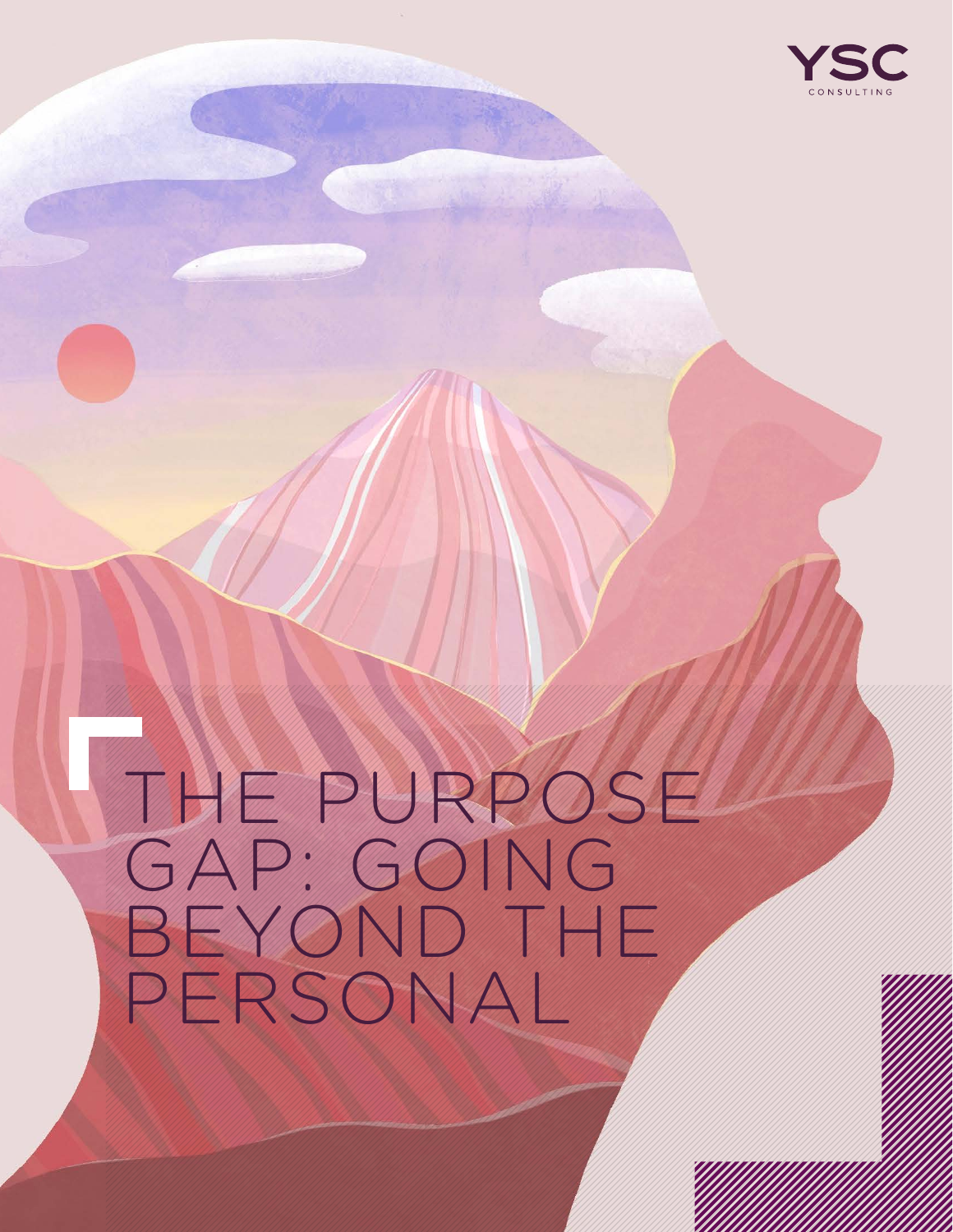YSC
CONSULTING

# THE PURPOSE GAP: GOING BEYOND THE PERSONAL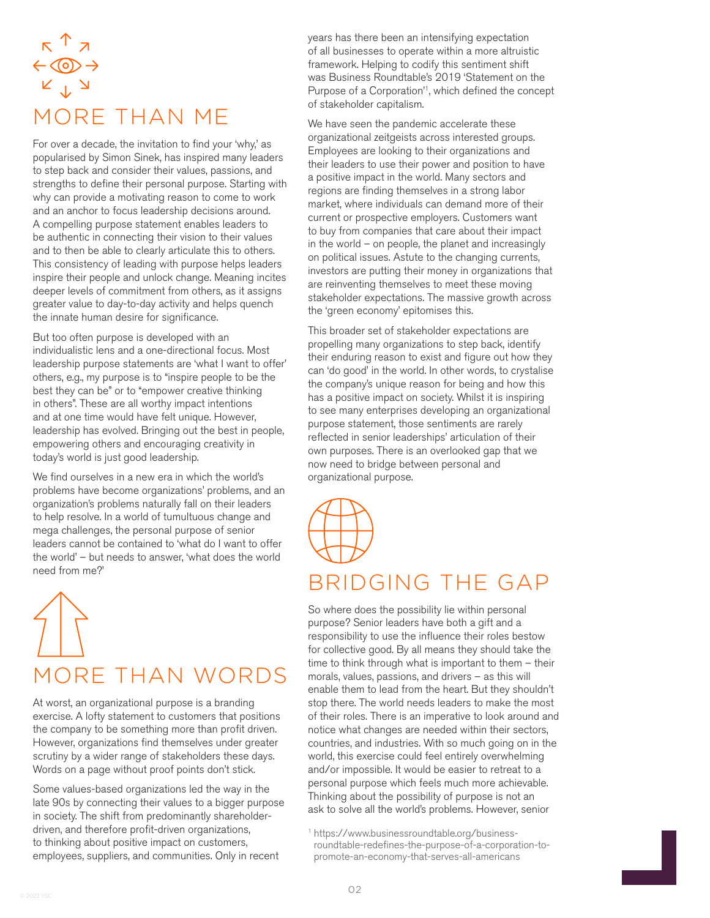## MORE THAN ME

For over a decade, the invitation to find your 'why,' as popularised by Simon Sinek, has inspired many leaders to step back and consider their values, passions, and strengths to define their personal purpose. Starting with why can provide a motivating reason to come to work and an anchor to focus leadership decisions around. A compelling purpose statement enables leaders to be authentic in connecting their vision to their values and to then be able to clearly articulate this to others. This consistency of leading with purpose helps leaders inspire their people and unlock change. Meaning incites deeper levels of commitment from others, as it assigns greater value to day-to-day activity and helps quench the innate human desire for significance.

But too often purpose is developed with an individualistic lens and a one-directional focus. Most leadership purpose statements are 'what I want to offer' others, e.g., my purpose is to "inspire people to be the best they can be" or to "empower creative thinking in others". These are all worthy impact intentions and at one time would have felt unique. However, leadership has evolved. Bringing out the best in people, empowering others and encouraging creativity in today's world is just good leadership.

We find ourselves in a new era in which the world's problems have become organizations' problems, and an organization's problems naturally fall on their leaders to help resolve. In a world of tumultuous change and mega challenges, the personal purpose of senior leaders cannot be contained to 'what do I want to offer the world' – but needs to answer, 'what does the world need from me?'

## MORE THAN WORDS

At worst, an organizational purpose is a branding exercise. A lofty statement to customers that positions the company to be something more than profit driven. However, organizations find themselves under greater scrutiny by a wider range of stakeholders these days. Words on a page without proof points don't stick.

Some values-based organizations led the way in the late 90s by connecting their values to a bigger purpose in society. The shift from predominantly shareholder-driven, and therefore profit-driven organizations, to thinking about positive impact on customers, employees, suppliers, and communities. Only in recent years has there been an intensifying expectation of all businesses to operate within a more altruistic framework. Helping to codify this sentiment shift was Business Roundtable's 2019 'Statement on the Purpose of a Corporation'[1], which defined the concept of stakeholder capitalism.

We have seen the pandemic accelerate these organizational zeitgeists across interested groups. Employees are looking to their organizations and their leaders to use their power and position to have a positive impact in the world. Many sectors and regions are finding themselves in a strong labor market, where individuals can demand more of their current or prospective employers. Customers want to buy from companies that care about their impact in the world – on people, the planet and increasingly on political issues. Astute to the changing currents, investors are putting their money in organizations that are reinventing themselves to meet these moving stakeholder expectations. The massive growth across the 'green economy' epitomises this.

This broader set of stakeholder expectations are propelling many organizations to step back, identify their enduring reason to exist and figure out how they can 'do good' in the world. In other words, to crystalise the company's unique reason for being and how this has a positive impact on society. Whilst it is inspiring to see many enterprises developing an organizational purpose statement, those sentiments are rarely reflected in senior leaderships' articulation of their own purposes. There is an overlooked gap that we now need to bridge between personal and organizational purpose.

## BRIDGING THE GAP

So where does the possibility lie within personal purpose? Senior leaders have both a gift and a responsibility to use the influence their roles bestow for collective good. By all means they should take the time to think through what is important to them – their morals, values, passions, and drivers – as this will enable them to lead from the heart. But they shouldn't stop there. The world needs leaders to make the most of their roles. There is an imperative to look around and notice what changes are needed within their sectors, countries, and industries. With so much going on in the world, this exercise could feel entirely overwhelming and/or impossible. It would be easier to retreat to a personal purpose which feels much more achievable. Thinking about the possibility of purpose is not an ask to solve all the world's problems. However, senior

[1] https://www.businessroundtable.org/business-roundtable-redefines-the-purpose-of-a-corporation-to-promote-an-economy-that-serves-all-americans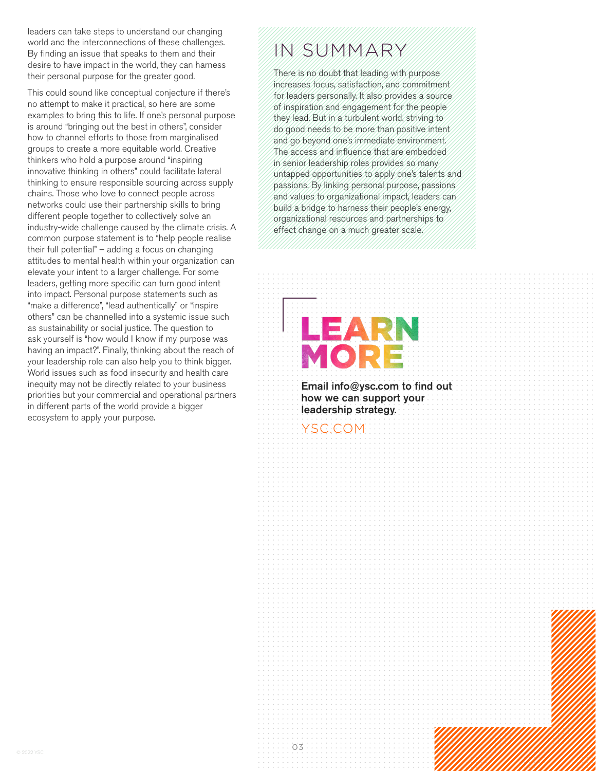leaders can take steps to understand our changing world and the interconnections of these challenges. By finding an issue that speaks to them and their desire to have impact in the world, they can harness their personal purpose for the greater good.

This could sound like conceptual conjecture if there's no attempt to make it practical, so here are some examples to bring this to life. If one's personal purpose is around "bringing out the best in others", consider how to channel efforts to those from marginalised groups to create a more equitable world. Creative thinkers who hold a purpose around "inspiring innovative thinking in others" could facilitate lateral thinking to ensure responsible sourcing across supply chains. Those who love to connect people across networks could use their partnership skills to bring different people together to collectively solve an industry-wide challenge caused by the climate crisis. A common purpose statement is to "help people realise their full potential" – adding a focus on changing attitudes to mental health within your organization can elevate your intent to a larger challenge. For some leaders, getting more specific can turn good intent into impact. Personal purpose statements such as "make a difference", "lead authentically" or "inspire others" can be channelled into a systemic issue such as sustainability or social justice. The question to ask yourself is "how would I know if my purpose was having an impact?". Finally, thinking about the reach of your leadership role can also help you to think bigger. World issues such as food insecurity and health care inequity may not be directly related to your business priorities but your commercial and operational partners in different parts of the world provide a bigger ecosystem to apply your purpose.

## IN SUMMARY

There is no doubt that leading with purpose increases focus, satisfaction, and commitment for leaders personally. It also provides a source of inspiration and engagement for the people they lead. But in a turbulent world, striving to do good needs to be more than positive intent and go beyond one's immediate environment. The access and influence that are embedded in senior leadership roles provides so many untapped opportunities to apply one's talents and passions. By linking personal purpose, passions and values to organizational impact, leaders can build a bridge to harness their people's energy, organizational resources and partnerships to effect change on a much greater scale.

## LEARN MORE

**Email info@ysc.com to find out how we can support your leadership strategy.**

YSC.COM

© 2022 YSC